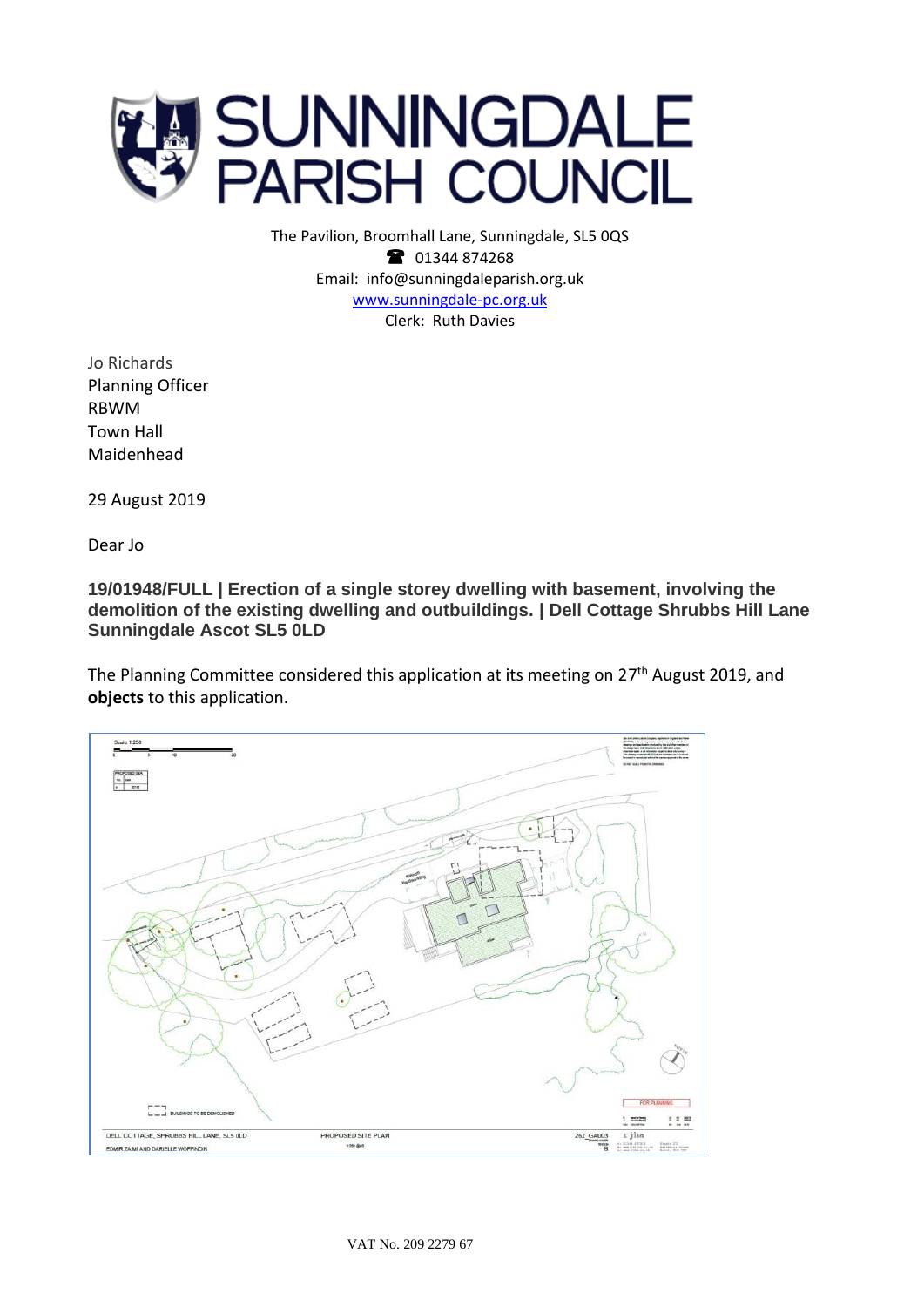# SUNNINGDALE PARISH COUNCIL

The Pavilion, Broomhall Lane, Sunningdale, SL5 0QS
☎ 01344 874268
Email: info@sunningdaleparish.org.uk
www.sunningdale-pc.org.uk
Clerk: Ruth Davies

Jo Richards
Planning Officer
RBWM
Town Hall
Maidenhead

29 August 2019

Dear Jo

**19/01948/FULL | Erection of a single storey dwelling with basement, involving the demolition of the existing dwelling and outbuildings. | Dell Cottage Shrubbs Hill Lane Sunningdale Ascot SL5 0LD**

The Planning Committee considered this application at its meeting on 27th August 2019, and **objects** to this application.

VAT No. 209 2279 67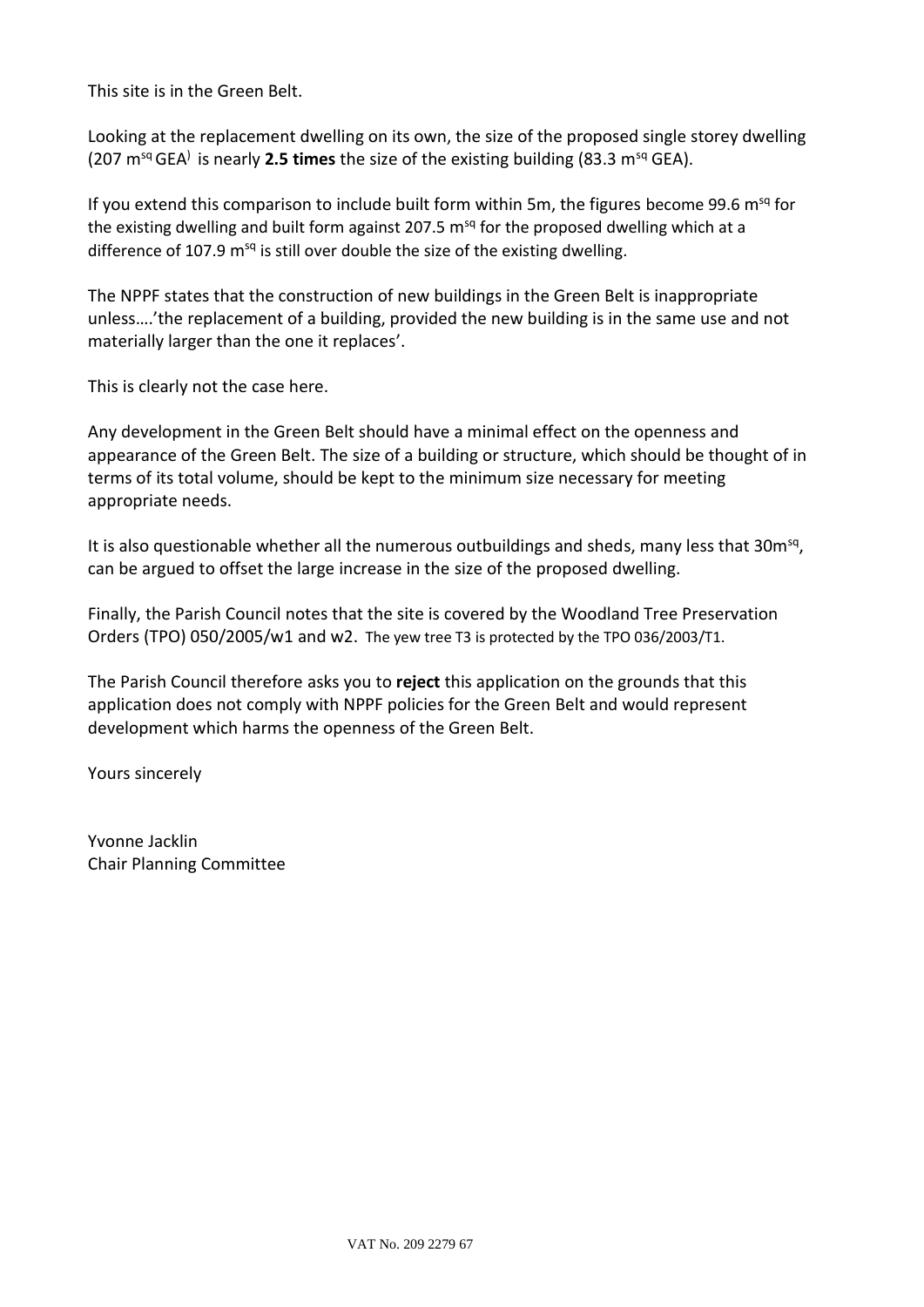This site is in the Green Belt.

Looking at the replacement dwelling on its own, the size of the proposed single storey dwelling (207 $m^{sq}$ GEA$^{)}$ is nearly **2.5 times** the size of the existing building (83.3 $m^{sq}$ GEA).

If you extend this comparison to include built form within 5m, the figures become 99.6 $m^{sq}$ for the existing dwelling and built form against 207.5 $m^{sq}$ for the proposed dwelling which at a difference of 107.9 $m^{sq}$ is still over double the size of the existing dwelling.

The NPPF states that the construction of new buildings in the Green Belt is inappropriate unless….'the replacement of a building, provided the new building is in the same use and not materially larger than the one it replaces'.

This is clearly not the case here.

Any development in the Green Belt should have a minimal effect on the openness and appearance of the Green Belt. The size of a building or structure, which should be thought of in terms of its total volume, should be kept to the minimum size necessary for meeting appropriate needs.

It is also questionable whether all the numerous outbuildings and sheds, many less that 30$m^{sq}$, can be argued to offset the large increase in the size of the proposed dwelling.

Finally, the Parish Council notes that the site is covered by the Woodland Tree Preservation Orders (TPO) 050/2005/w1 and w2. The yew tree T3 is protected by the TPO 036/2003/T1.

The Parish Council therefore asks you to **reject** this application on the grounds that this application does not comply with NPPF policies for the Green Belt and would represent development which harms the openness of the Green Belt.

Yours sincerely

Yvonne Jacklin
Chair Planning Committee

VAT No. 209 2279 67